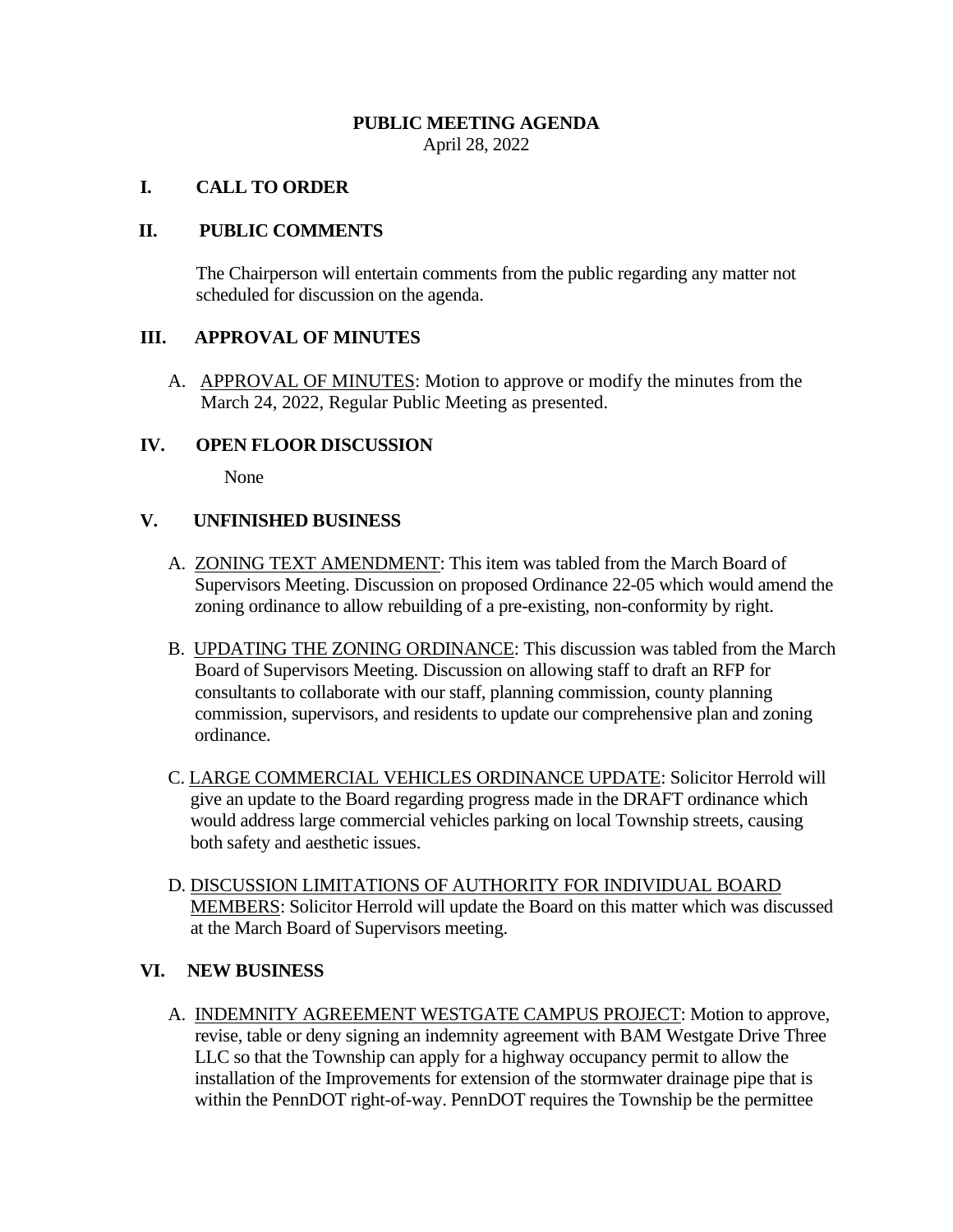# PUBLIC MEETING AGENDA

April 28, 2022

## I. CALL TO ORDER

## II. PUBLIC COMMENTS

The Chairperson will entertain comments from the public regarding any matter not scheduled for discussion on the agenda.

## III. APPROVAL OF MINUTES

A. APPROVAL OF MINUTES: Motion to approve or modify the minutes from the March 24, 2022, Regular Public Meeting as presented.

## IV. OPEN FLOOR DISCUSSION

None

## V. UNFINISHED BUSINESS

A. ZONING TEXT AMENDMENT: This item was tabled from the March Board of Supervisors Meeting. Discussion on proposed Ordinance 22-05 which would amend the zoning ordinance to allow rebuilding of a pre-existing, non-conformity by right.

B. UPDATING THE ZONING ORDINANCE: This discussion was tabled from the March Board of Supervisors Meeting. Discussion on allowing staff to draft an RFP for consultants to collaborate with our staff, planning commission, county planning commission, supervisors, and residents to update our comprehensive plan and zoning ordinance.

C. LARGE COMMERCIAL VEHICLES ORDINANCE UPDATE: Solicitor Herrold will give an update to the Board regarding progress made in the DRAFT ordinance which would address large commercial vehicles parking on local Township streets, causing both safety and aesthetic issues.

D. DISCUSSION LIMITATIONS OF AUTHORITY FOR INDIVIDUAL BOARD MEMBERS: Solicitor Herrold will update the Board on this matter which was discussed at the March Board of Supervisors meeting.

## VI. NEW BUSINESS

A. INDEMNITY AGREEMENT WESTGATE CAMPUS PROJECT: Motion to approve, revise, table or deny signing an indemnity agreement with BAM Westgate Drive Three LLC so that the Township can apply for a highway occupancy permit to allow the installation of the Improvements for extension of the stormwater drainage pipe that is within the PennDOT right-of-way. PennDOT requires the Township be the permittee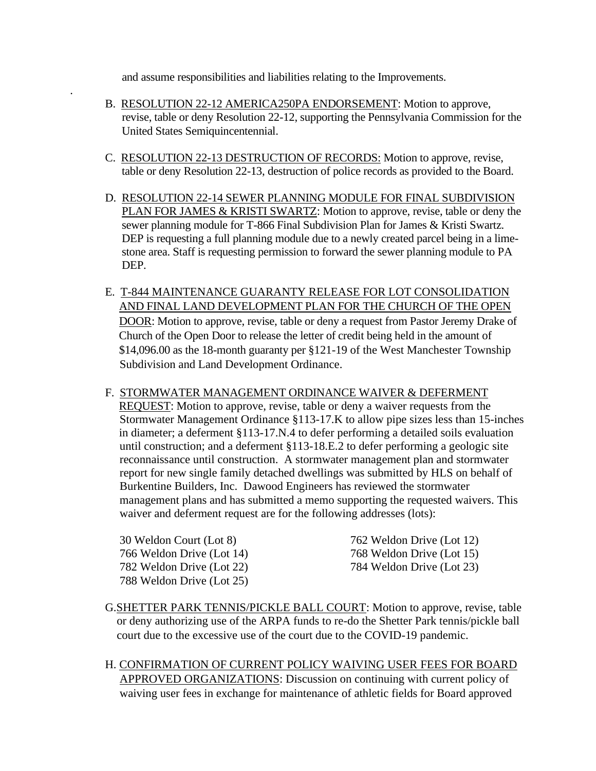and assume responsibilities and liabilities relating to the Improvements.

B. RESOLUTION 22-12 AMERICA250PA ENDORSEMENT: Motion to approve, revise, table or deny Resolution 22-12, supporting the Pennsylvania Commission for the United States Semiquincentennial.

C. RESOLUTION 22-13 DESTRUCTION OF RECORDS: Motion to approve, revise, table or deny Resolution 22-13, destruction of police records as provided to the Board.

D. RESOLUTION 22-14 SEWER PLANNING MODULE FOR FINAL SUBDIVISION PLAN FOR JAMES & KRISTI SWARTZ: Motion to approve, revise, table or deny the sewer planning module for T-866 Final Subdivision Plan for James & Kristi Swartz. DEP is requesting a full planning module due to a newly created parcel being in a lime-stone area. Staff is requesting permission to forward the sewer planning module to PA DEP.

E. T-844 MAINTENANCE GUARANTY RELEASE FOR LOT CONSOLIDATION AND FINAL LAND DEVELOPMENT PLAN FOR THE CHURCH OF THE OPEN DOOR: Motion to approve, revise, table or deny a request from Pastor Jeremy Drake of Church of the Open Door to release the letter of credit being held in the amount of $14,096.00 as the 18-month guaranty per §121-19 of the West Manchester Township Subdivision and Land Development Ordinance.

F. STORMWATER MANAGEMENT ORDINANCE WAIVER & DEFERMENT REQUEST: Motion to approve, revise, table or deny a waiver requests from the Stormwater Management Ordinance §113-17.K to allow pipe sizes less than 15-inches in diameter; a deferment §113-17.N.4 to defer performing a detailed soils evaluation until construction; and a deferment §113-18.E.2 to defer performing a geologic site reconnaissance until construction. A stormwater management plan and stormwater report for new single family detached dwellings was submitted by HLS on behalf of Burkentine Builders, Inc. Dawood Engineers has reviewed the stormwater management plans and has submitted a memo supporting the requested waivers. This waiver and deferment request are for the following addresses (lots):

- 30 Weldon Court (Lot 8)
- 762 Weldon Drive (Lot 12)
- 766 Weldon Drive (Lot 14)
- 768 Weldon Drive (Lot 15)
- 782 Weldon Drive (Lot 22)
- 784 Weldon Drive (Lot 23)
- 788 Weldon Drive (Lot 25)

G. SHETTER PARK TENNIS/PICKLE BALL COURT: Motion to approve, revise, table or deny authorizing use of the ARPA funds to re-do the Shetter Park tennis/pickle ball court due to the excessive use of the court due to the COVID-19 pandemic.

H. CONFIRMATION OF CURRENT POLICY WAIVING USER FEES FOR BOARD APPROVED ORGANIZATIONS: Discussion on continuing with current policy of waiving user fees in exchange for maintenance of athletic fields for Board approved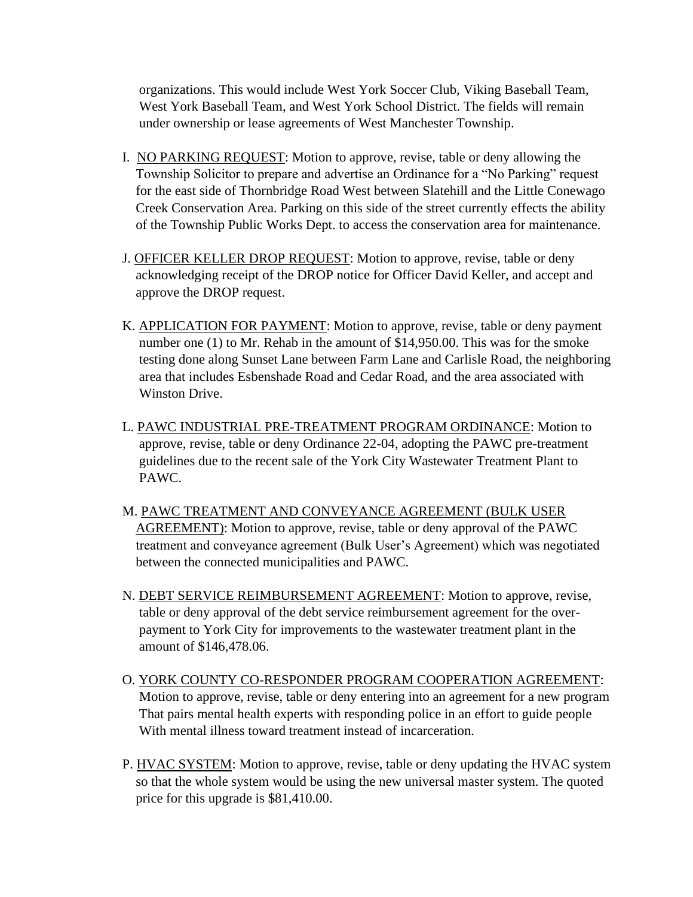organizations. This would include West York Soccer Club, Viking Baseball Team, West York Baseball Team, and West York School District. The fields will remain under ownership or lease agreements of West Manchester Township.

I. <u>NO PARKING REQUEST</u>: Motion to approve, revise, table or deny allowing the Township Solicitor to prepare and advertise an Ordinance for a "No Parking" request for the east side of Thornbridge Road West between Slatehill and the Little Conewago Creek Conservation Area. Parking on this side of the street currently effects the ability of the Township Public Works Dept. to access the conservation area for maintenance.

J. <u>OFFICER KELLER DROP REQUEST</u>: Motion to approve, revise, table or deny acknowledging receipt of the DROP notice for Officer David Keller, and accept and approve the DROP request.

K. <u>APPLICATION FOR PAYMENT</u>: Motion to approve, revise, table or deny payment number one (1) to Mr. Rehab in the amount of $14,950.00. This was for the smoke testing done along Sunset Lane between Farm Lane and Carlisle Road, the neighboring area that includes Esbenshade Road and Cedar Road, and the area associated with Winston Drive.

L. <u>PAWC INDUSTRIAL PRE-TREATMENT PROGRAM ORDINANCE</u>: Motion to approve, revise, table or deny Ordinance 22-04, adopting the PAWC pre-treatment guidelines due to the recent sale of the York City Wastewater Treatment Plant to PAWC.

M. <u>PAWC TREATMENT AND CONVEYANCE AGREEMENT (BULK USER AGREEMENT)</u>: Motion to approve, revise, table or deny approval of the PAWC treatment and conveyance agreement (Bulk User's Agreement) which was negotiated between the connected municipalities and PAWC.

N. <u>DEBT SERVICE REIMBURSEMENT AGREEMENT</u>: Motion to approve, revise, table or deny approval of the debt service reimbursement agreement for the over-payment to York City for improvements to the wastewater treatment plant in the amount of $146,478.06.

O. <u>YORK COUNTY CO-RESPONDER PROGRAM COOPERATION AGREEMENT</u>: Motion to approve, revise, table or deny entering into an agreement for a new program That pairs mental health experts with responding police in an effort to guide people With mental illness toward treatment instead of incarceration.

P. <u>HVAC SYSTEM</u>: Motion to approve, revise, table or deny updating the HVAC system so that the whole system would be using the new universal master system. The quoted price for this upgrade is $81,410.00.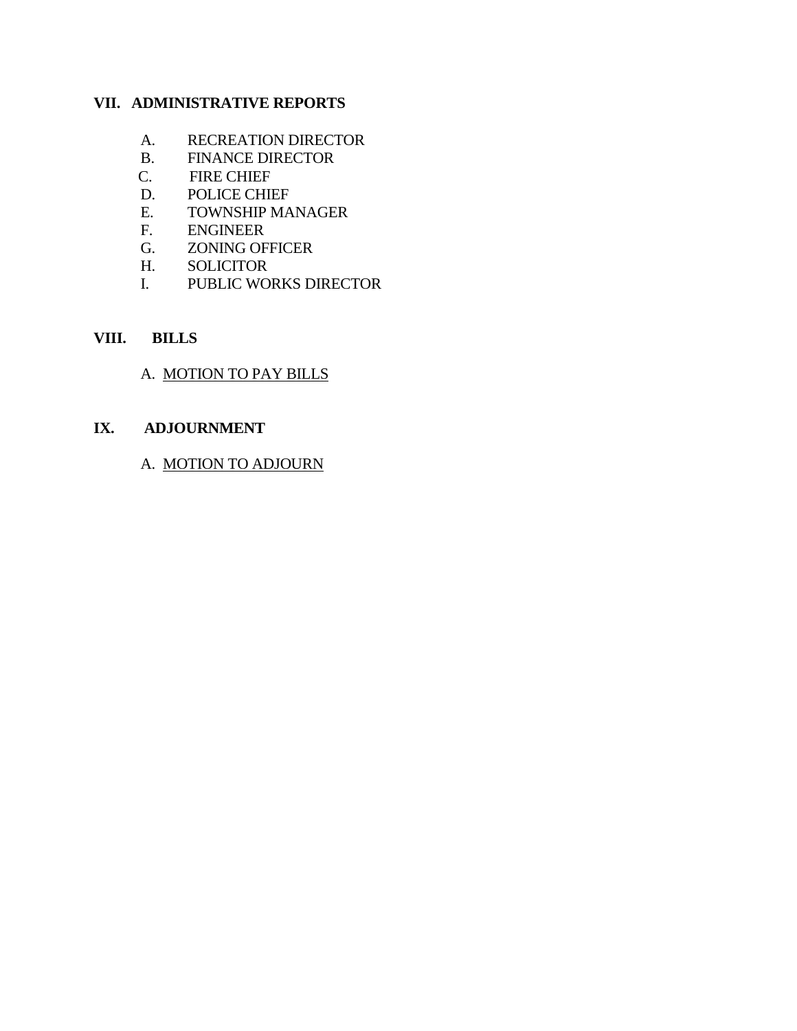**VII. ADMINISTRATIVE REPORTS**

A. RECREATION DIRECTOR
B. FINANCE DIRECTOR
C. FIRE CHIEF
D. POLICE CHIEF
E. TOWNSHIP MANAGER
F. ENGINEER
G. ZONING OFFICER
H. SOLICITOR
I. PUBLIC WORKS DIRECTOR

**VIII. BILLS**

A. <u>MOTION TO PAY BILLS</u>

**IX. ADJOURNMENT**

A. <u>MOTION TO ADJOURN</u>